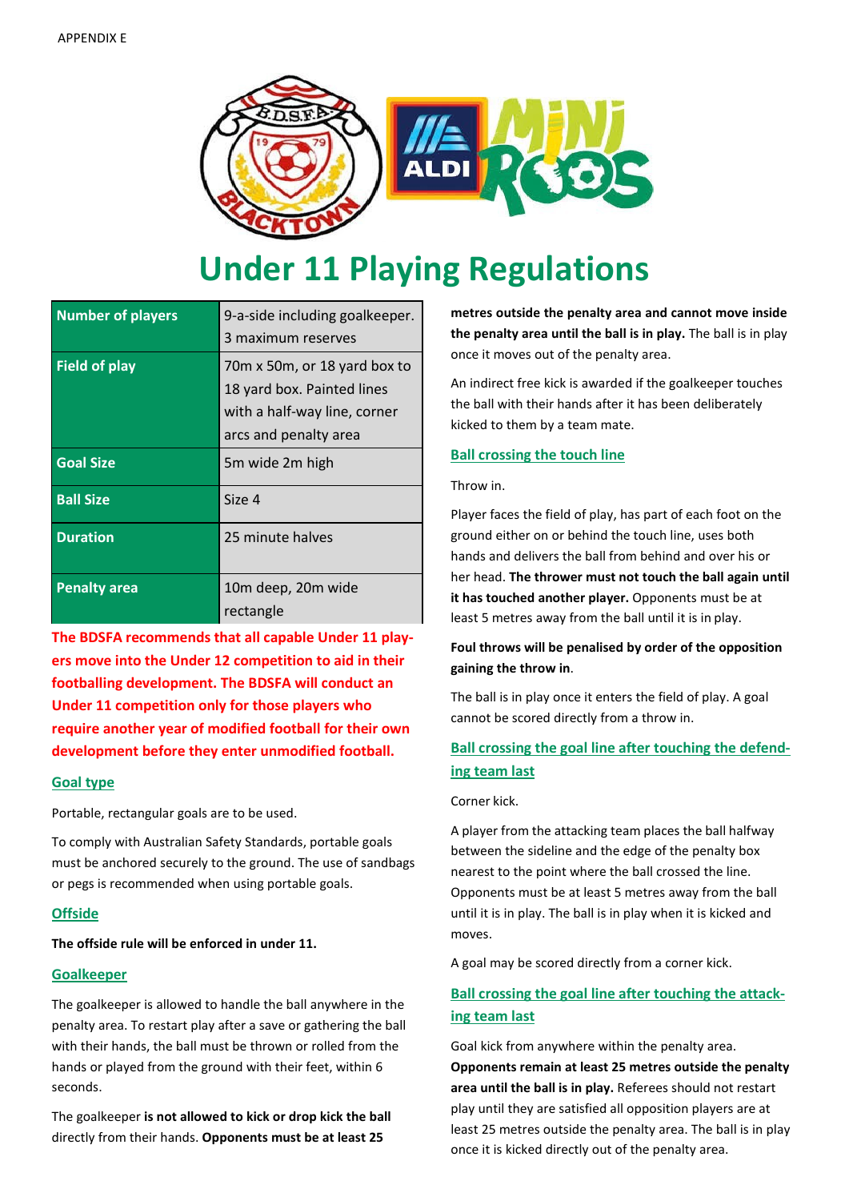APPENDIX E

# Under 11 Playing Regulations

| | |
|---|---|
| **Number of players** | 9-a-side including goalkeeper. 3 maximum reserves |
| **Field of play** | 70m x 50m, or 18 yard box to 18 yard box. Painted lines with a half-way line, corner arcs and penalty area |
| **Goal Size** | 5m wide 2m high |
| **Ball Size** | Size 4 |
| **Duration** | 25 minute halves |
| **Penalty area** | 10m deep, 20m wide rectangle |

**The BDSFA recommends that all capable Under 11 players move into the Under 12 competition to aid in their footballing development. The BDSFA will conduct an Under 11 competition only for those players who require another year of modified football for their own development before they enter unmodified football.**

### Goal type

Portable, rectangular goals are to be used.

To comply with Australian Safety Standards, portable goals must be anchored securely to the ground. The use of sandbags or pegs is recommended when using portable goals.

### Offside

**The offside rule will be enforced in under 11.**

### Goalkeeper

The goalkeeper is allowed to handle the ball anywhere in the penalty area. To restart play after a save or gathering the ball with their hands, the ball must be thrown or rolled from the hands or played from the ground with their feet, within 6 seconds.

The goalkeeper **is not allowed to kick or drop kick the ball** directly from their hands. **Opponents must be at least 25 metres outside the penalty area and cannot move inside the penalty area until the ball is in play.** The ball is in play once it moves out of the penalty area.

An indirect free kick is awarded if the goalkeeper touches the ball with their hands after it has been deliberately kicked to them by a team mate.

### Ball crossing the touch line

Throw in.

Player faces the field of play, has part of each foot on the ground either on or behind the touch line, uses both hands and delivers the ball from behind and over his or her head. **The thrower must not touch the ball again until it has touched another player.** Opponents must be at least 5 metres away from the ball until it is in play.

**Foul throws will be penalised by order of the opposition gaining the throw in**.

The ball is in play once it enters the field of play. A goal cannot be scored directly from a throw in.

### Ball crossing the goal line after touching the defending team last

Corner kick.

A player from the attacking team places the ball halfway between the sideline and the edge of the penalty box nearest to the point where the ball crossed the line. Opponents must be at least 5 metres away from the ball until it is in play. The ball is in play when it is kicked and moves.

A goal may be scored directly from a corner kick.

### Ball crossing the goal line after touching the attacking team last

Goal kick from anywhere within the penalty area. **Opponents remain at least 25 metres outside the penalty area until the ball is in play.** Referees should not restart play until they are satisfied all opposition players are at least 25 metres outside the penalty area. The ball is in play once it is kicked directly out of the penalty area.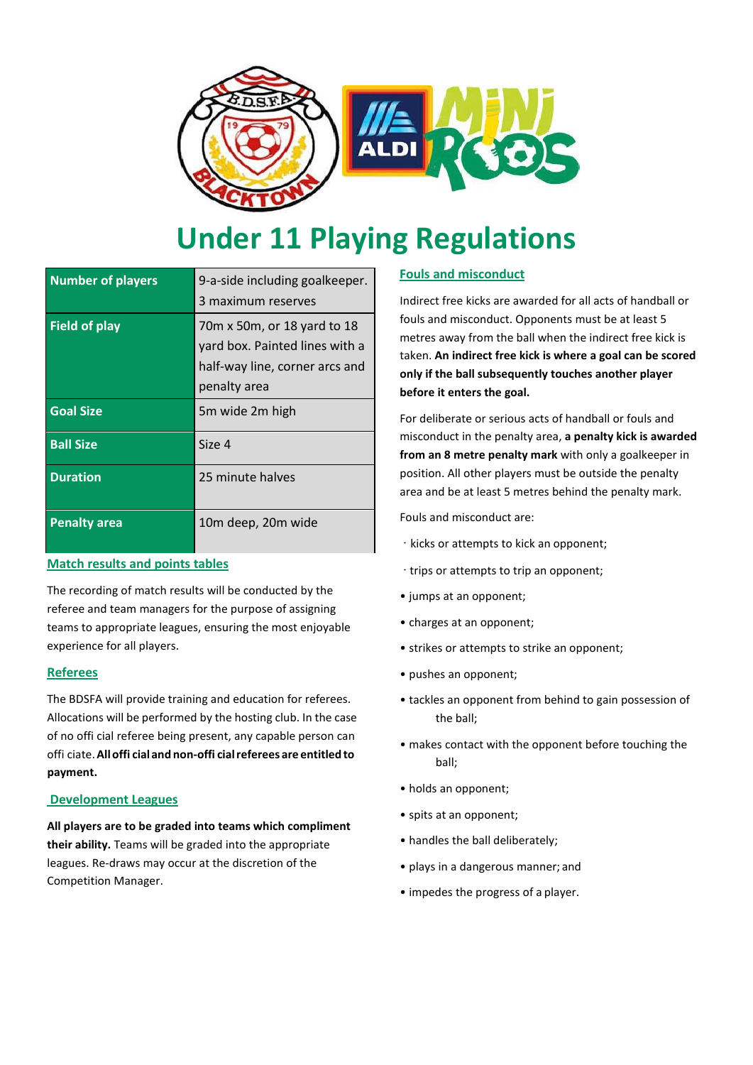// Under 11 Playing Regulations

| | |
|---|---|
| **Number of players** | 9-a-side including goalkeeper. 3 maximum reserves |
| **Field of play** | 70m x 50m, or 18 yard to 18 yard box. Painted lines with a half-way line, corner arcs and penalty area |
| **Goal Size** | 5m wide 2m high |
| **Ball Size** | Size 4 |
| **Duration** | 25 minute halves |
| **Penalty area** | 10m deep, 20m wide |

## Match results and points tables

The recording of match results will be conducted by the referee and team managers for the purpose of assigning teams to appropriate leagues, ensuring the most enjoyable experience for all players.

## Referees

The BDSFA will provide training and education for referees. Allocations will be performed by the hosting club. In the case of no offi cial referee being present, any capable person can offi ciate. **All offi cial and non-offi cial referees are entitled to payment.**

## Development Leagues

**All players are to be graded into teams which compliment their ability.** Teams will be graded into the appropriate leagues. Re-draws may occur at the discretion of the Competition Manager.

## Fouls and misconduct

Indirect free kicks are awarded for all acts of handball or fouls and misconduct. Opponents must be at least 5 metres away from the ball when the indirect free kick is taken. **An indirect free kick is where a goal can be scored only if the ball subsequently touches another player before it enters the goal.**

For deliberate or serious acts of handball or fouls and misconduct in the penalty area, **a penalty kick is awarded from an 8 metre penalty mark** with only a goalkeeper in position. All other players must be outside the penalty area and be at least 5 metres behind the penalty mark.

Fouls and misconduct are:

- kicks or attempts to kick an opponent;
- trips or attempts to trip an opponent;
- jumps at an opponent;
- charges at an opponent;
- strikes or attempts to strike an opponent;
- pushes an opponent;
- tackles an opponent from behind to gain possession of the ball;
- makes contact with the opponent before touching the ball;
- holds an opponent;
- spits at an opponent;
- handles the ball deliberately;
- plays in a dangerous manner; and
- impedes the progress of a player.